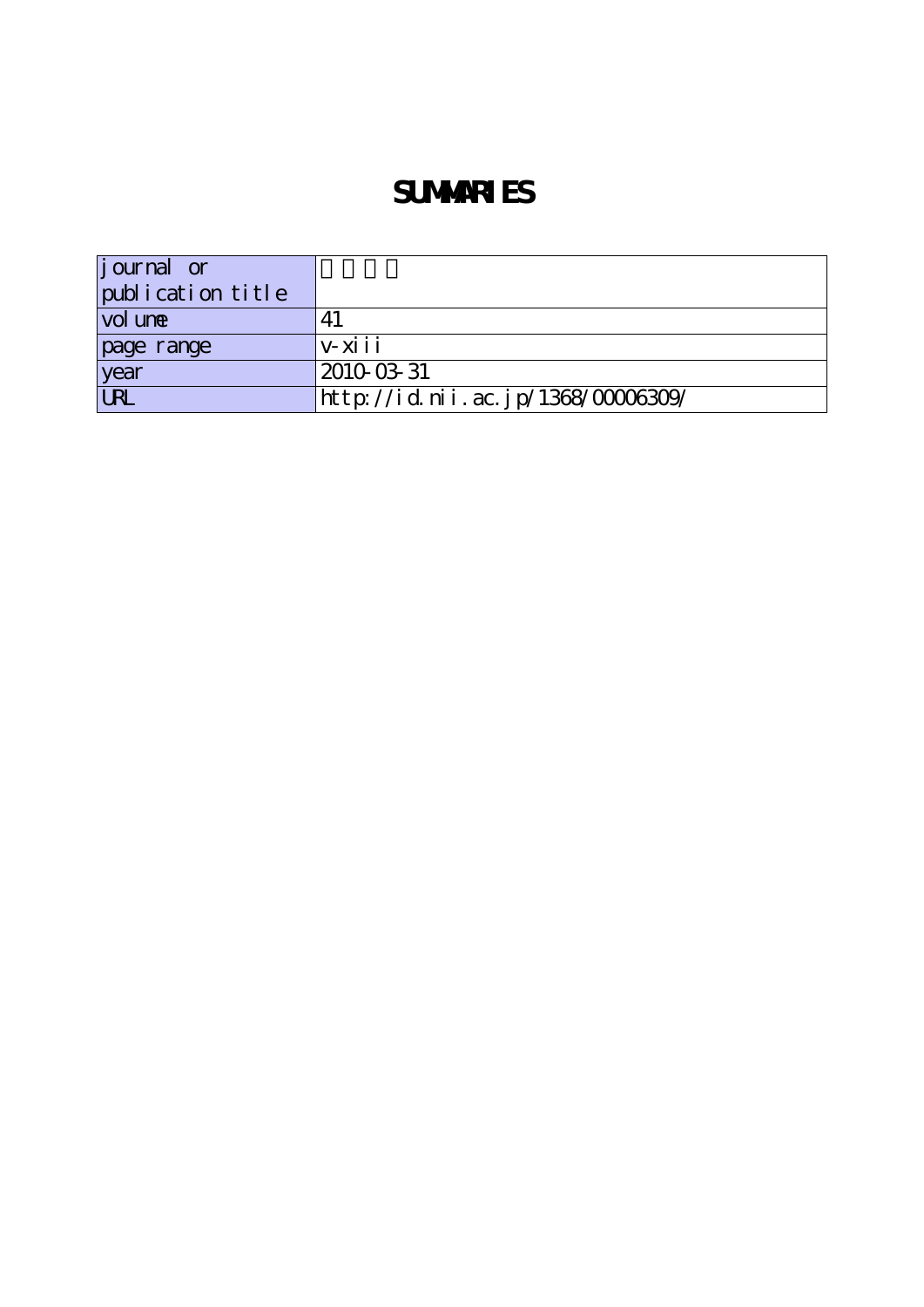# SUMMARIES

| journal or publication title | |
|---|---|
| volume | 41 |
| page range | v-xiii |
| year | 2010-03-31 |
| URL | http://id.nii.ac.jp/1368/00006309/ |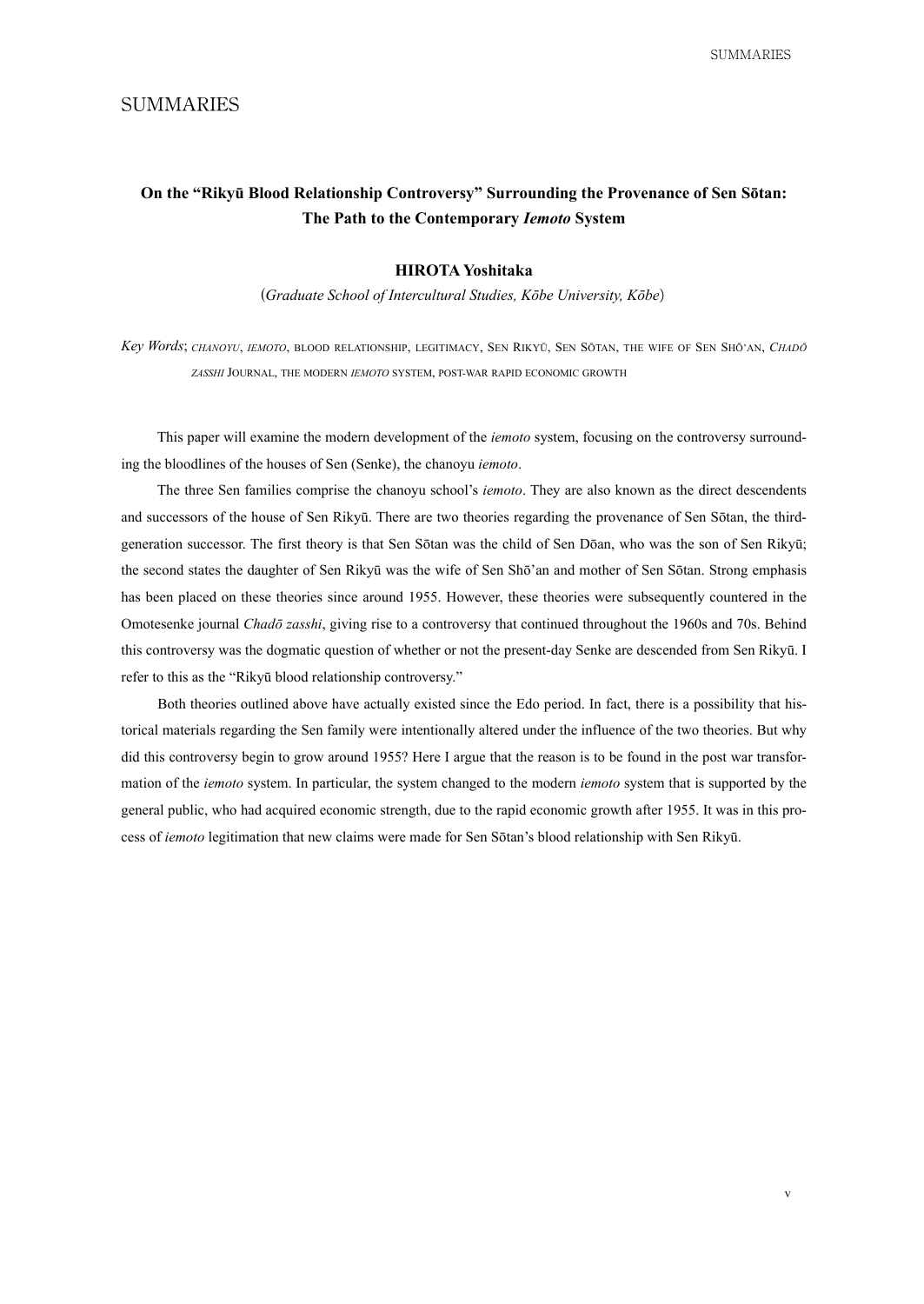# SUMMARIES

## On the "Rikyū Blood Relationship Controversy" Surrounding the Provenance of Sen Sōtan: The Path to the Contemporary *Iemoto* System

**HIROTA Yoshitaka**

(*Graduate School of Intercultural Studies, Kōbe University, Kōbe*)

*Key Words*; *CHANOYU*, *IEMOTO*, BLOOD RELATIONSHIP, LEGITIMACY, SEN RIKYŪ, SEN SŌTAN, THE WIFE OF SEN SHŌ'AN, *CHADŌ ZASSHI* JOURNAL, THE MODERN *IEMOTO* SYSTEM, POST-WAR RAPID ECONOMIC GROWTH

This paper will examine the modern development of the *iemoto* system, focusing on the controversy surrounding the bloodlines of the houses of Sen (Senke), the chanoyu *iemoto*.

The three Sen families comprise the chanoyu school's *iemoto*. They are also known as the direct descendents and successors of the house of Sen Rikyū. There are two theories regarding the provenance of Sen Sōtan, the third-generation successor. The first theory is that Sen Sōtan was the child of Sen Dōan, who was the son of Sen Rikyū; the second states the daughter of Sen Rikyū was the wife of Sen Shō'an and mother of Sen Sōtan. Strong emphasis has been placed on these theories since around 1955. However, these theories were subsequently countered in the Omotesenke journal *Chadō zasshi*, giving rise to a controversy that continued throughout the 1960s and 70s. Behind this controversy was the dogmatic question of whether or not the present-day Senke are descended from Sen Rikyū. I refer to this as the "Rikyū blood relationship controversy."

Both theories outlined above have actually existed since the Edo period. In fact, there is a possibility that historical materials regarding the Sen family were intentionally altered under the influence of the two theories. But why did this controversy begin to grow around 1955? Here I argue that the reason is to be found in the post war transformation of the *iemoto* system. In particular, the system changed to the modern *iemoto* system that is supported by the general public, who had acquired economic strength, due to the rapid economic growth after 1955. It was in this process of *iemoto* legitimation that new claims were made for Sen Sōtan's blood relationship with Sen Rikyū.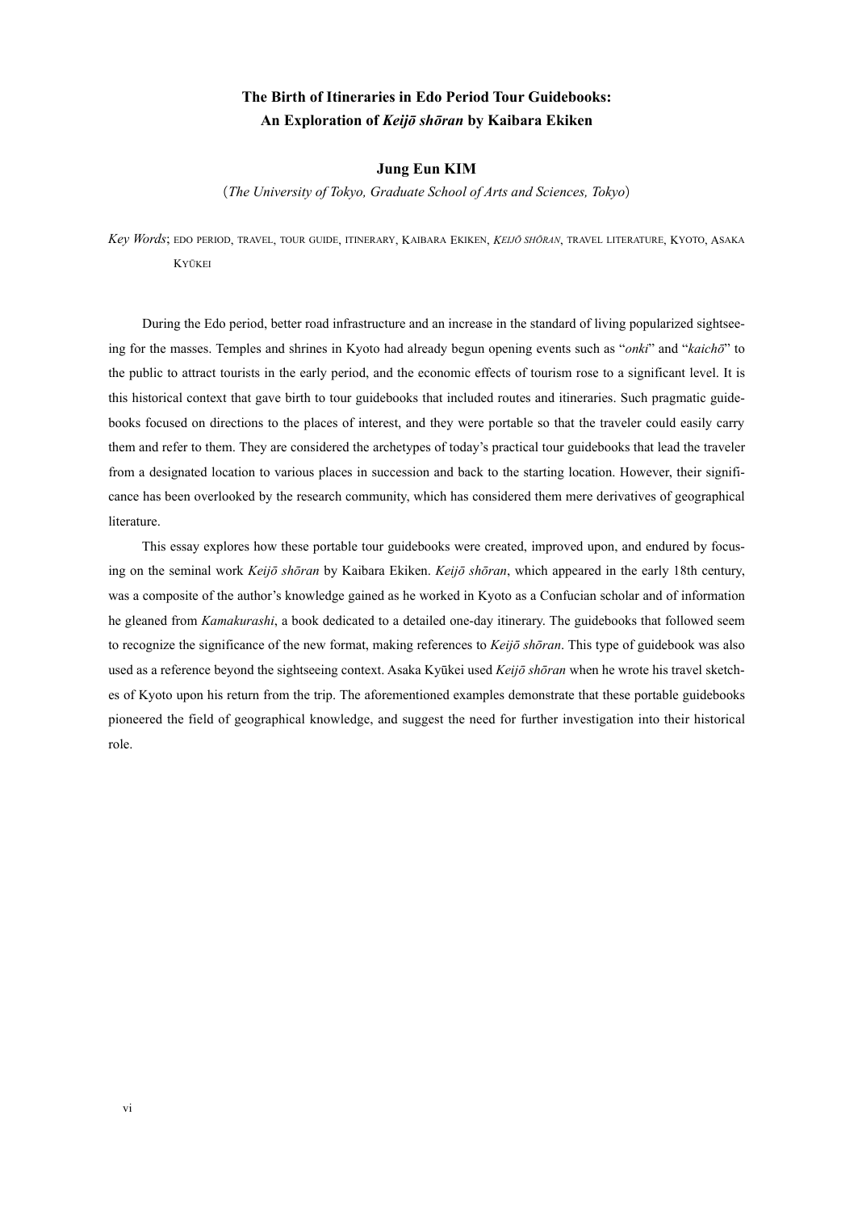# The Birth of Itineraries in Edo Period Tour Guidebooks: An Exploration of *Keijō shōran* by Kaibara Ekiken

**Jung Eun KIM**

(*The University of Tokyo, Graduate School of Arts and Sciences, Tokyo*)

*Key Words*; EDO PERIOD, TRAVEL, TOUR GUIDE, ITINERARY, KAIBARA EKIKEN, *KEIJŌ SHŌRAN*, TRAVEL LITERATURE, KYOTO, ASAKA KYŪKEI

During the Edo period, better road infrastructure and an increase in the standard of living popularized sightseeing for the masses. Temples and shrines in Kyoto had already begun opening events such as "*onki*" and "*kaichō*" to the public to attract tourists in the early period, and the economic effects of tourism rose to a significant level. It is this historical context that gave birth to tour guidebooks that included routes and itineraries. Such pragmatic guidebooks focused on directions to the places of interest, and they were portable so that the traveler could easily carry them and refer to them. They are considered the archetypes of today's practical tour guidebooks that lead the traveler from a designated location to various places in succession and back to the starting location. However, their significance has been overlooked by the research community, which has considered them mere derivatives of geographical literature.

This essay explores how these portable tour guidebooks were created, improved upon, and endured by focusing on the seminal work *Keijō shōran* by Kaibara Ekiken. *Keijō shōran*, which appeared in the early 18th century, was a composite of the author's knowledge gained as he worked in Kyoto as a Confucian scholar and of information he gleaned from *Kamakurashi*, a book dedicated to a detailed one-day itinerary. The guidebooks that followed seem to recognize the significance of the new format, making references to *Keijō shōran*. This type of guidebook was also used as a reference beyond the sightseeing context. Asaka Kyūkei used *Keijō shōran* when he wrote his travel sketches of Kyoto upon his return from the trip. The aforementioned examples demonstrate that these portable guidebooks pioneered the field of geographical knowledge, and suggest the need for further investigation into their historical role.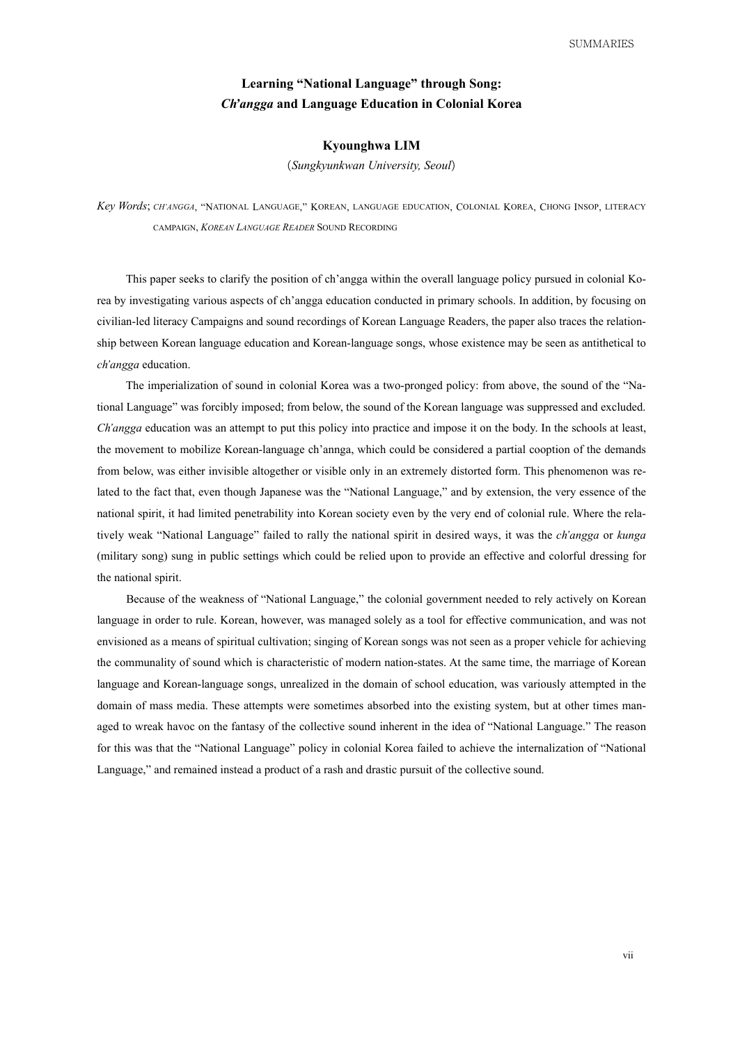## Learning "National Language" through Song: *Ch'angga* and Language Education in Colonial Korea

**Kyounghwa LIM**

(*Sungkyunkwan University, Seoul*)

*Key Words*; *CH'ANGGA*, "NATIONAL LANGUAGE," KOREAN, LANGUAGE EDUCATION, COLONIAL KOREA, CHONG INSOP, LITERACY CAMPAIGN, *KOREAN LANGUAGE READER* SOUND RECORDING

This paper seeks to clarify the position of ch'angga within the overall language policy pursued in colonial Korea by investigating various aspects of ch'angga education conducted in primary schools. In addition, by focusing on civilian-led literacy Campaigns and sound recordings of Korean Language Readers, the paper also traces the relationship between Korean language education and Korean-language songs, whose existence may be seen as antithetical to *ch'angga* education.

The imperialization of sound in colonial Korea was a two-pronged policy: from above, the sound of the "National Language" was forcibly imposed; from below, the sound of the Korean language was suppressed and excluded. *Ch'angga* education was an attempt to put this policy into practice and impose it on the body. In the schools at least, the movement to mobilize Korean-language ch'annga, which could be considered a partial cooption of the demands from below, was either invisible altogether or visible only in an extremely distorted form. This phenomenon was related to the fact that, even though Japanese was the "National Language," and by extension, the very essence of the national spirit, it had limited penetrability into Korean society even by the very end of colonial rule. Where the relatively weak "National Language" failed to rally the national spirit in desired ways, it was the *ch'angga* or *kunga* (military song) sung in public settings which could be relied upon to provide an effective and colorful dressing for the national spirit.

Because of the weakness of "National Language," the colonial government needed to rely actively on Korean language in order to rule. Korean, however, was managed solely as a tool for effective communication, and was not envisioned as a means of spiritual cultivation; singing of Korean songs was not seen as a proper vehicle for achieving the communality of sound which is characteristic of modern nation-states. At the same time, the marriage of Korean language and Korean-language songs, unrealized in the domain of school education, was variously attempted in the domain of mass media. These attempts were sometimes absorbed into the existing system, but at other times managed to wreak havoc on the fantasy of the collective sound inherent in the idea of "National Language." The reason for this was that the "National Language" policy in colonial Korea failed to achieve the internalization of "National Language," and remained instead a product of a rash and drastic pursuit of the collective sound.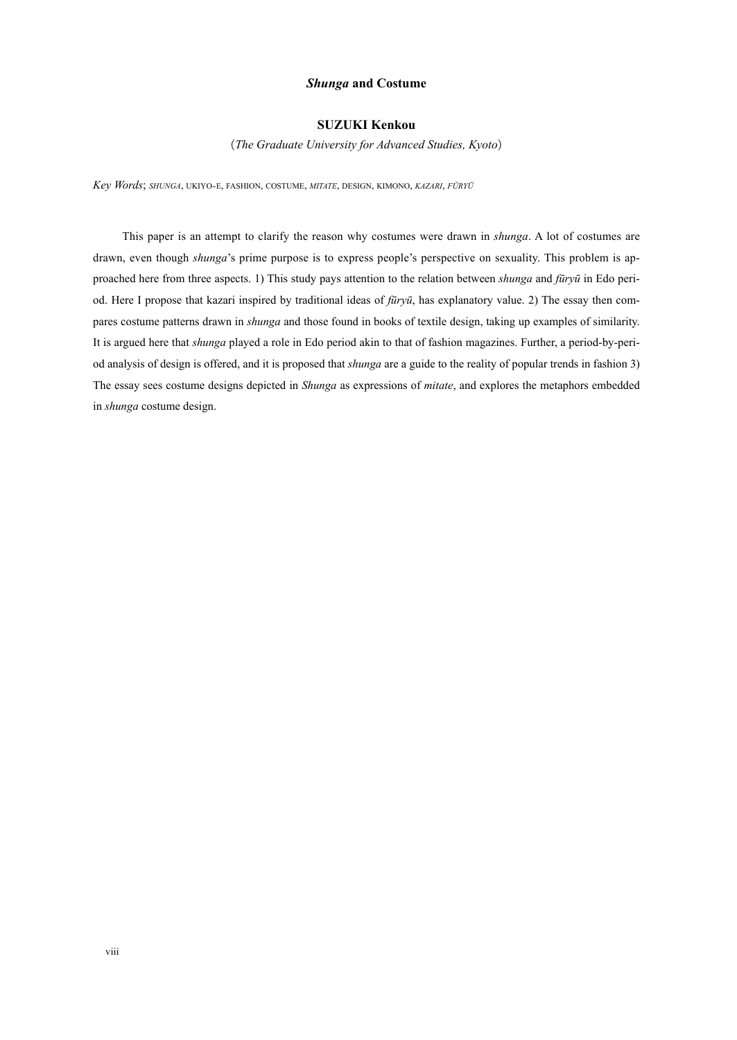# *Shunga* and Costume

**SUZUKI Kenkou**

(*The Graduate University for Advanced Studies, Kyoto*)

*Key Words*; *SHUNGA*, UKIYO-E, FASHION, COSTUME, *MITATE*, DESIGN, KIMONO, *KAZARI*, *FŪRYŪ*

This paper is an attempt to clarify the reason why costumes were drawn in *shunga*. A lot of costumes are drawn, even though *shunga*'s prime purpose is to express people's perspective on sexuality. This problem is approached here from three aspects. 1) This study pays attention to the relation between *shunga* and *fūryū* in Edo period. Here I propose that kazari inspired by traditional ideas of *fūryū*, has explanatory value. 2) The essay then compares costume patterns drawn in *shunga* and those found in books of textile design, taking up examples of similarity. It is argued here that *shunga* played a role in Edo period akin to that of fashion magazines. Further, a period-by-period analysis of design is offered, and it is proposed that *shunga* are a guide to the reality of popular trends in fashion 3) The essay sees costume designs depicted in *Shunga* as expressions of *mitate*, and explores the metaphors embedded in *shunga* costume design.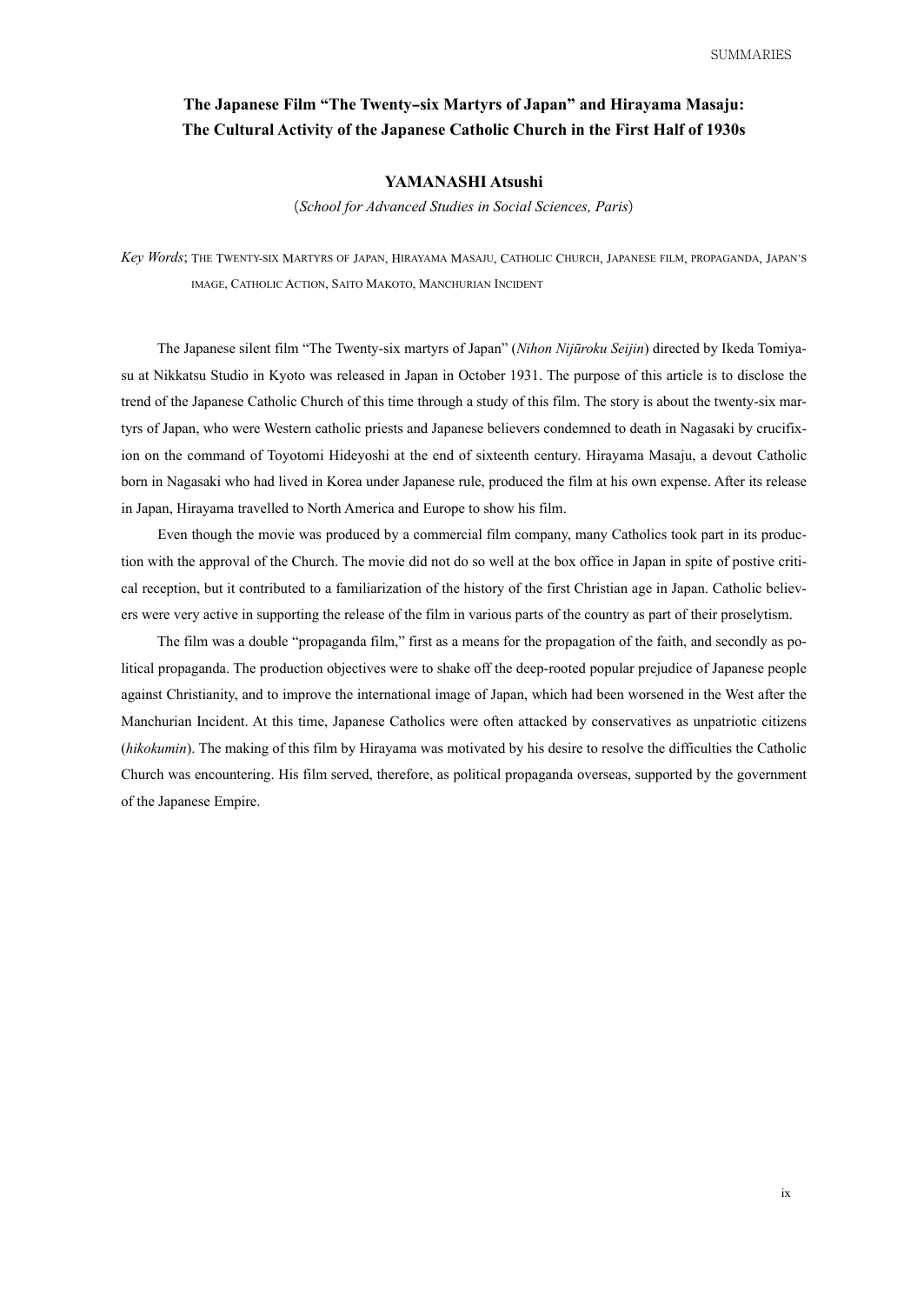## The Japanese Film "The Twenty–six Martyrs of Japan" and Hirayama Masaju: The Cultural Activity of the Japanese Catholic Church in the First Half of 1930s

**YAMANASHI Atsushi**

(*School for Advanced Studies in Social Sciences, Paris*)

*Key Words*; THE TWENTY-SIX MARTYRS OF JAPAN, HIRAYAMA MASAJU, CATHOLIC CHURCH, JAPANESE FILM, PROPAGANDA, JAPAN'S IMAGE, CATHOLIC ACTION, SAITO MAKOTO, MANCHURIAN INCIDENT

The Japanese silent film "The Twenty-six martyrs of Japan" (*Nihon Nijūroku Seijin*) directed by Ikeda Tomiyasu at Nikkatsu Studio in Kyoto was released in Japan in October 1931. The purpose of this article is to disclose the trend of the Japanese Catholic Church of this time through a study of this film. The story is about the twenty-six martyrs of Japan, who were Western catholic priests and Japanese believers condemned to death in Nagasaki by crucifixion on the command of Toyotomi Hideyoshi at the end of sixteenth century. Hirayama Masaju, a devout Catholic born in Nagasaki who had lived in Korea under Japanese rule, produced the film at his own expense. After its release in Japan, Hirayama travelled to North America and Europe to show his film.

Even though the movie was produced by a commercial film company, many Catholics took part in its production with the approval of the Church. The movie did not do so well at the box office in Japan in spite of postive critical reception, but it contributed to a familiarization of the history of the first Christian age in Japan. Catholic believers were very active in supporting the release of the film in various parts of the country as part of their proselytism.

The film was a double "propaganda film," first as a means for the propagation of the faith, and secondly as political propaganda. The production objectives were to shake off the deep-rooted popular prejudice of Japanese people against Christianity, and to improve the international image of Japan, which had been worsened in the West after the Manchurian Incident. At this time, Japanese Catholics were often attacked by conservatives as unpatriotic citizens (*hikokumin*). The making of this film by Hirayama was motivated by his desire to resolve the difficulties the Catholic Church was encountering. His film served, therefore, as political propaganda overseas, supported by the government of the Japanese Empire.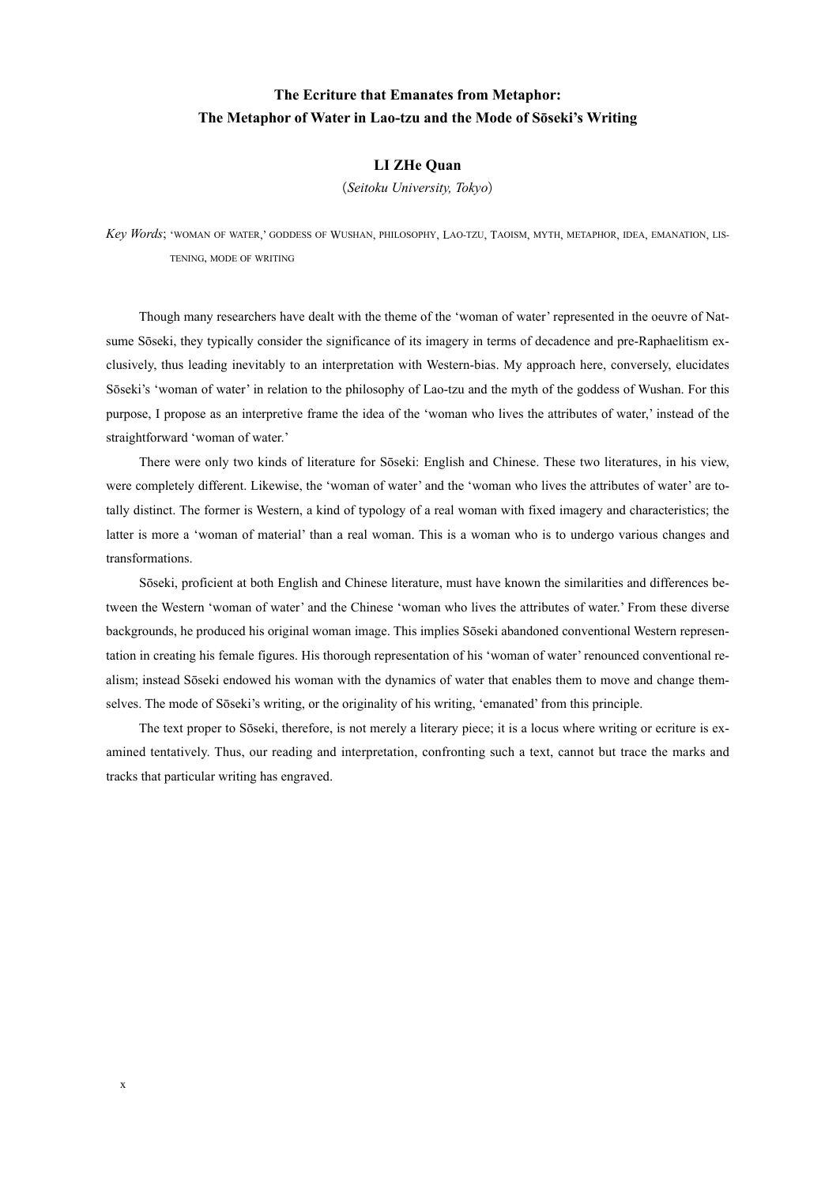**The Ecriture that Emanates from Metaphor:**
**The Metaphor of Water in Lao-tzu and the Mode of Sōseki's Writing**

**LI ZHe Quan**

(*Seitoku University, Tokyo*)

*Key Words*; 'woman of water,' goddess of Wushan, philosophy, Lao-tzu, Taoism, myth, metaphor, idea, emanation, listening, mode of writing

Though many researchers have dealt with the theme of the 'woman of water' represented in the oeuvre of Natsume Sōseki, they typically consider the significance of its imagery in terms of decadence and pre-Raphaelitism exclusively, thus leading inevitably to an interpretation with Western-bias. My approach here, conversely, elucidates Sōseki's 'woman of water' in relation to the philosophy of Lao-tzu and the myth of the goddess of Wushan. For this purpose, I propose as an interpretive frame the idea of the 'woman who lives the attributes of water,' instead of the straightforward 'woman of water.'

There were only two kinds of literature for Sōseki: English and Chinese. These two literatures, in his view, were completely different. Likewise, the 'woman of water' and the 'woman who lives the attributes of water' are totally distinct. The former is Western, a kind of typology of a real woman with fixed imagery and characteristics; the latter is more a 'woman of material' than a real woman. This is a woman who is to undergo various changes and transformations.

Sōseki, proficient at both English and Chinese literature, must have known the similarities and differences between the Western 'woman of water' and the Chinese 'woman who lives the attributes of water.' From these diverse backgrounds, he produced his original woman image. This implies Sōseki abandoned conventional Western representation in creating his female figures. His thorough representation of his 'woman of water' renounced conventional realism; instead Sōseki endowed his woman with the dynamics of water that enables them to move and change themselves. The mode of Sōseki's writing, or the originality of his writing, 'emanated' from this principle.

The text proper to Sōseki, therefore, is not merely a literary piece; it is a locus where writing or ecriture is examined tentatively. Thus, our reading and interpretation, confronting such a text, cannot but trace the marks and tracks that particular writing has engraved.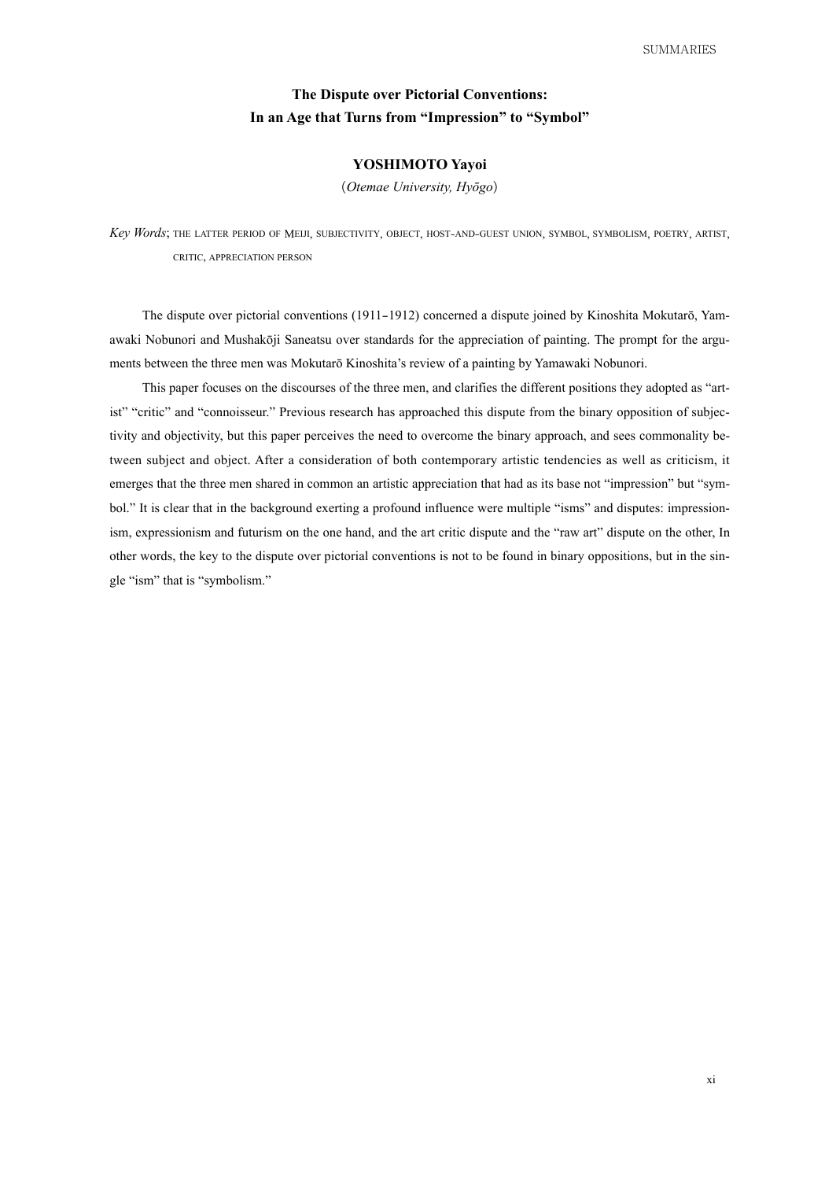# The Dispute over Pictorial Conventions: In an Age that Turns from "Impression" to "Symbol"

**YOSHIMOTO Yayoi**

(*Otemae University, Hyōgo*)

*Key Words*; THE LATTER PERIOD OF MEIJI, SUBJECTIVITY, OBJECT, HOST-AND-GUEST UNION, SYMBOL, SYMBOLISM, POETRY, ARTIST, CRITIC, APPRECIATION PERSON

The dispute over pictorial conventions (1911–1912) concerned a dispute joined by Kinoshita Mokutarō, Yamawaki Nobunori and Mushakōji Saneatsu over standards for the appreciation of painting. The prompt for the arguments between the three men was Mokutarō Kinoshita's review of a painting by Yamawaki Nobunori.

This paper focuses on the discourses of the three men, and clarifies the different positions they adopted as "artist" "critic" and "connoisseur." Previous research has approached this dispute from the binary opposition of subjectivity and objectivity, but this paper perceives the need to overcome the binary approach, and sees commonality between subject and object. After a consideration of both contemporary artistic tendencies as well as criticism, it emerges that the three men shared in common an artistic appreciation that had as its base not "impression" but "symbol." It is clear that in the background exerting a profound influence were multiple "isms" and disputes: impressionism, expressionism and futurism on the one hand, and the art critic dispute and the "raw art" dispute on the other, In other words, the key to the dispute over pictorial conventions is not to be found in binary oppositions, but in the single "ism" that is "symbolism."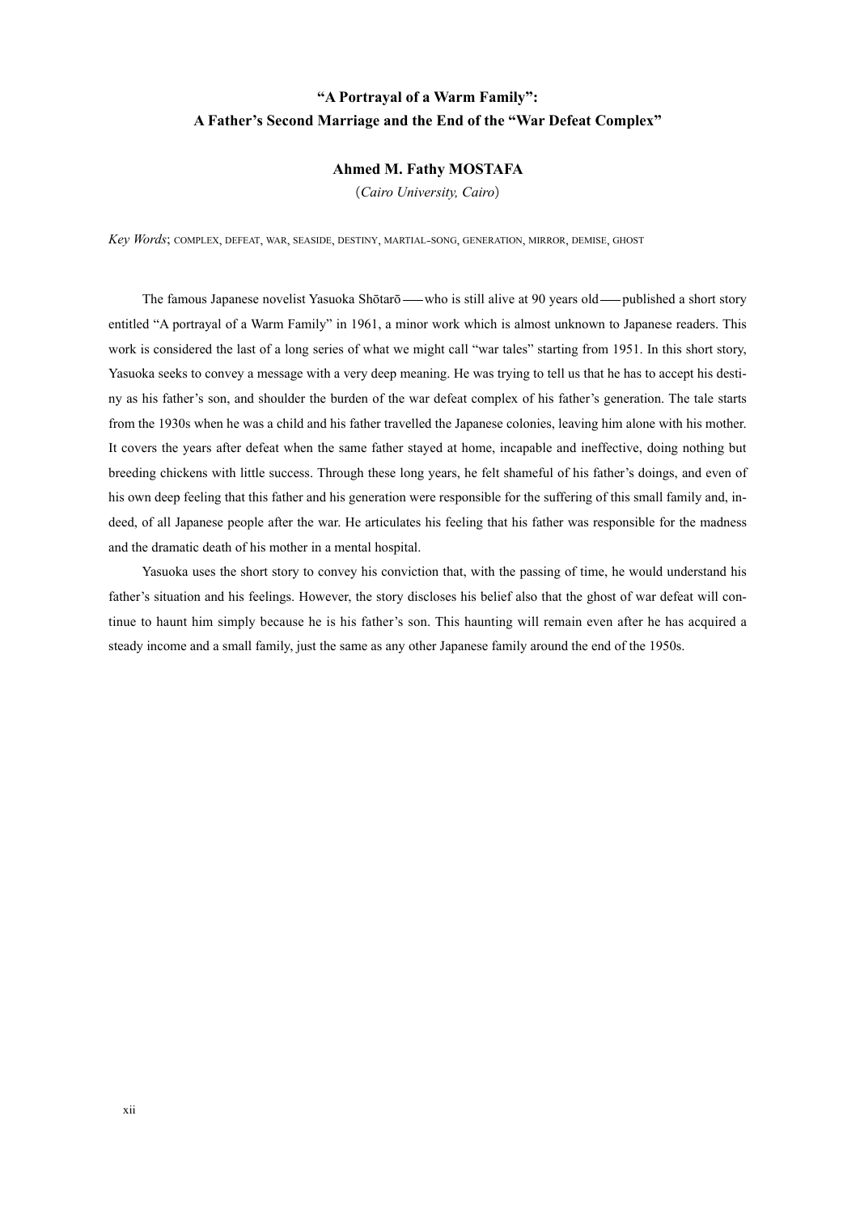## "A Portrayal of a Warm Family": A Father's Second Marriage and the End of the "War Defeat Complex"

**Ahmed M. Fathy MOSTAFA**

(*Cairo University, Cairo*)

*Key Words*; COMPLEX, DEFEAT, WAR, SEASIDE, DESTINY, MARTIAL-SONG, GENERATION, MIRROR, DEMISE, GHOST

The famous Japanese novelist Yasuoka Shōtarō —— who is still alive at 90 years old —— published a short story entitled "A portrayal of a Warm Family" in 1961, a minor work which is almost unknown to Japanese readers. This work is considered the last of a long series of what we might call "war tales" starting from 1951. In this short story, Yasuoka seeks to convey a message with a very deep meaning. He was trying to tell us that he has to accept his destiny as his father's son, and shoulder the burden of the war defeat complex of his father's generation. The tale starts from the 1930s when he was a child and his father travelled the Japanese colonies, leaving him alone with his mother. It covers the years after defeat when the same father stayed at home, incapable and ineffective, doing nothing but breeding chickens with little success. Through these long years, he felt shameful of his father's doings, and even of his own deep feeling that this father and his generation were responsible for the suffering of this small family and, indeed, of all Japanese people after the war. He articulates his feeling that his father was responsible for the madness and the dramatic death of his mother in a mental hospital.

Yasuoka uses the short story to convey his conviction that, with the passing of time, he would understand his father's situation and his feelings. However, the story discloses his belief also that the ghost of war defeat will continue to haunt him simply because he is his father's son. This haunting will remain even after he has acquired a steady income and a small family, just the same as any other Japanese family around the end of the 1950s.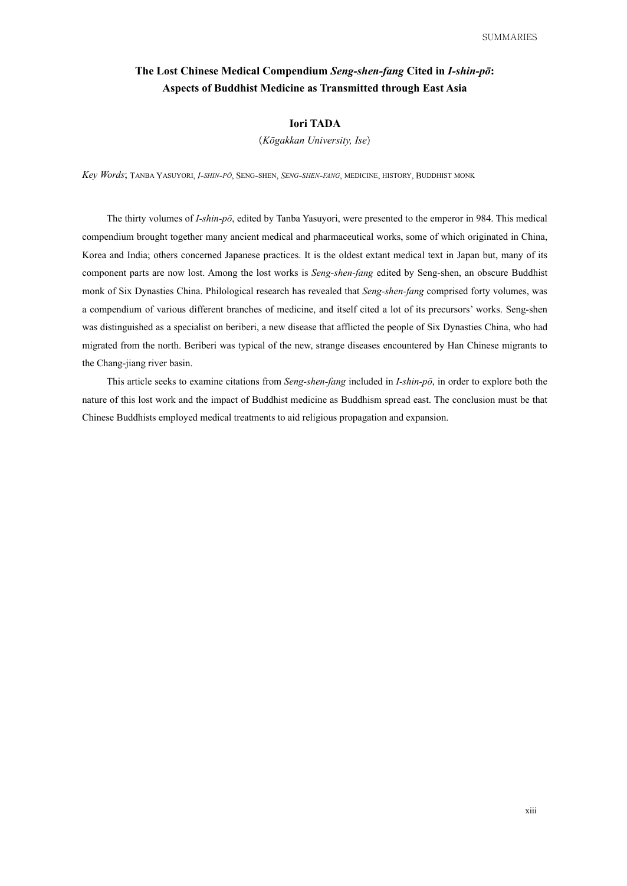# The Lost Chinese Medical Compendium *Seng-shen-fang* Cited in *I-shin-pō*: Aspects of Buddhist Medicine as Transmitted through East Asia

**Iori TADA**

(*Kōgakkan University, Ise*)

*Key Words*; Tanba Yasuyori, *I-shin-pō*, Seng-shen, *Seng-shen-fang*, medicine, history, Buddhist monk

The thirty volumes of *I-shin-pō*, edited by Tanba Yasuyori, were presented to the emperor in 984. This medical compendium brought together many ancient medical and pharmaceutical works, some of which originated in China, Korea and India; others concerned Japanese practices. It is the oldest extant medical text in Japan but, many of its component parts are now lost. Among the lost works is *Seng-shen-fang* edited by Seng-shen, an obscure Buddhist monk of Six Dynasties China. Philological research has revealed that *Seng-shen-fang* comprised forty volumes, was a compendium of various different branches of medicine, and itself cited a lot of its precursors' works. Seng-shen was distinguished as a specialist on beriberi, a new disease that afflicted the people of Six Dynasties China, who had migrated from the north. Beriberi was typical of the new, strange diseases encountered by Han Chinese migrants to the Chang-jiang river basin.

This article seeks to examine citations from *Seng-shen-fang* included in *I-shin-pō*, in order to explore both the nature of this lost work and the impact of Buddhist medicine as Buddhism spread east. The conclusion must be that Chinese Buddhists employed medical treatments to aid religious propagation and expansion.